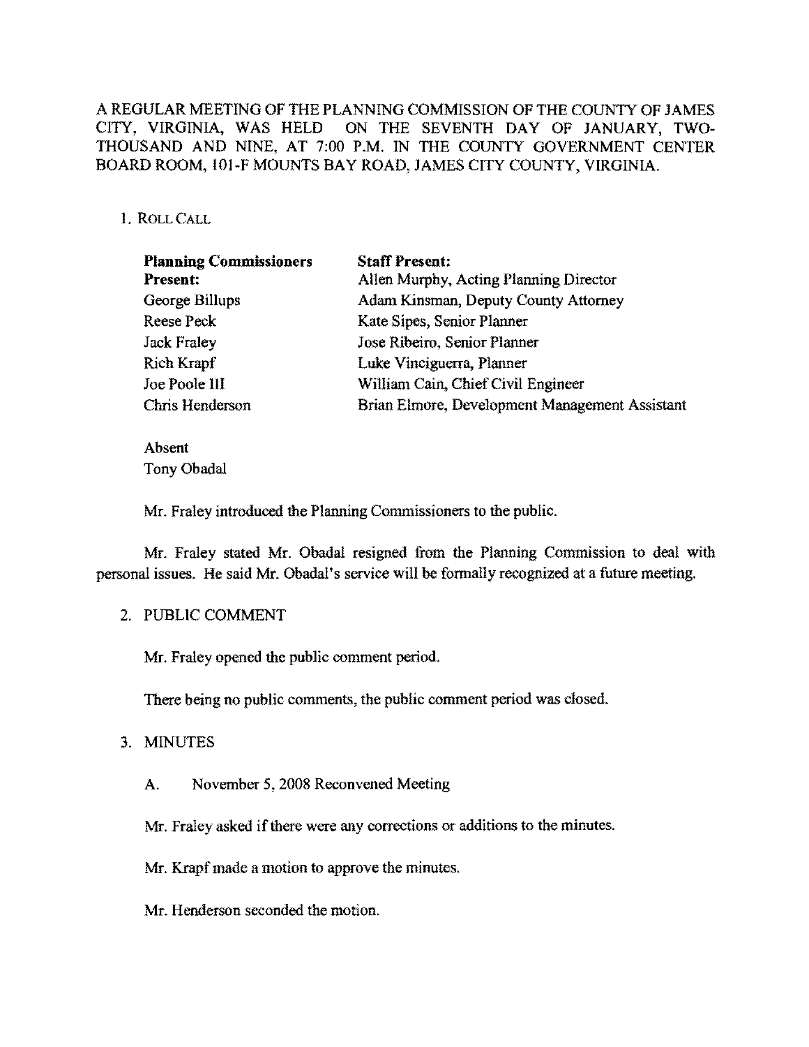A REGULAR MEETING OF THE PLANNING COMMISSION OF THE COUNTY OF JAMES CITY, VIRGINIA, WAS HELD ON THE SEVENTH DAY OF JANUARY, TWO-THOUSAND AND NINE, AT 7:00 P.M. IN THE COUNTY GOVERNMENT CENTER BOARD ROOM, 101-F MOUNTS BAY ROAD, JAMES CITY COUNTY, VIRGINIA.

1. ROLL CALL

| **Planning Commissioners Present:** | **Staff Present:** |
|---|---|
| George Billups | Allen Murphy, Acting Planning Director |
| Reese Peck | Adam Kinsman, Deputy County Attorney |
| Jack Fraley | Kate Sipes, Senior Planner |
| Rich Krapf | Jose Ribeiro, Senior Planner |
| Joe Poole III | Luke Vinciguerra, Planner |
| Chris Henderson | William Cain, Chief Civil Engineer |
| | Brian Elmore, Development Management Assistant |

Absent
Tony Obadal

Mr. Fraley introduced the Planning Commissioners to the public.

Mr. Fraley stated Mr. Obadal resigned from the Planning Commission to deal with personal issues. He said Mr. Obadal's service will be formally recognized at a future meeting.

2. PUBLIC COMMENT

Mr. Fraley opened the public comment period.

There being no public comments, the public comment period was closed.

3. MINUTES

A. November 5, 2008 Reconvened Meeting

Mr. Fraley asked if there were any corrections or additions to the minutes.

Mr. Krapf made a motion to approve the minutes.

Mr. Henderson seconded the motion.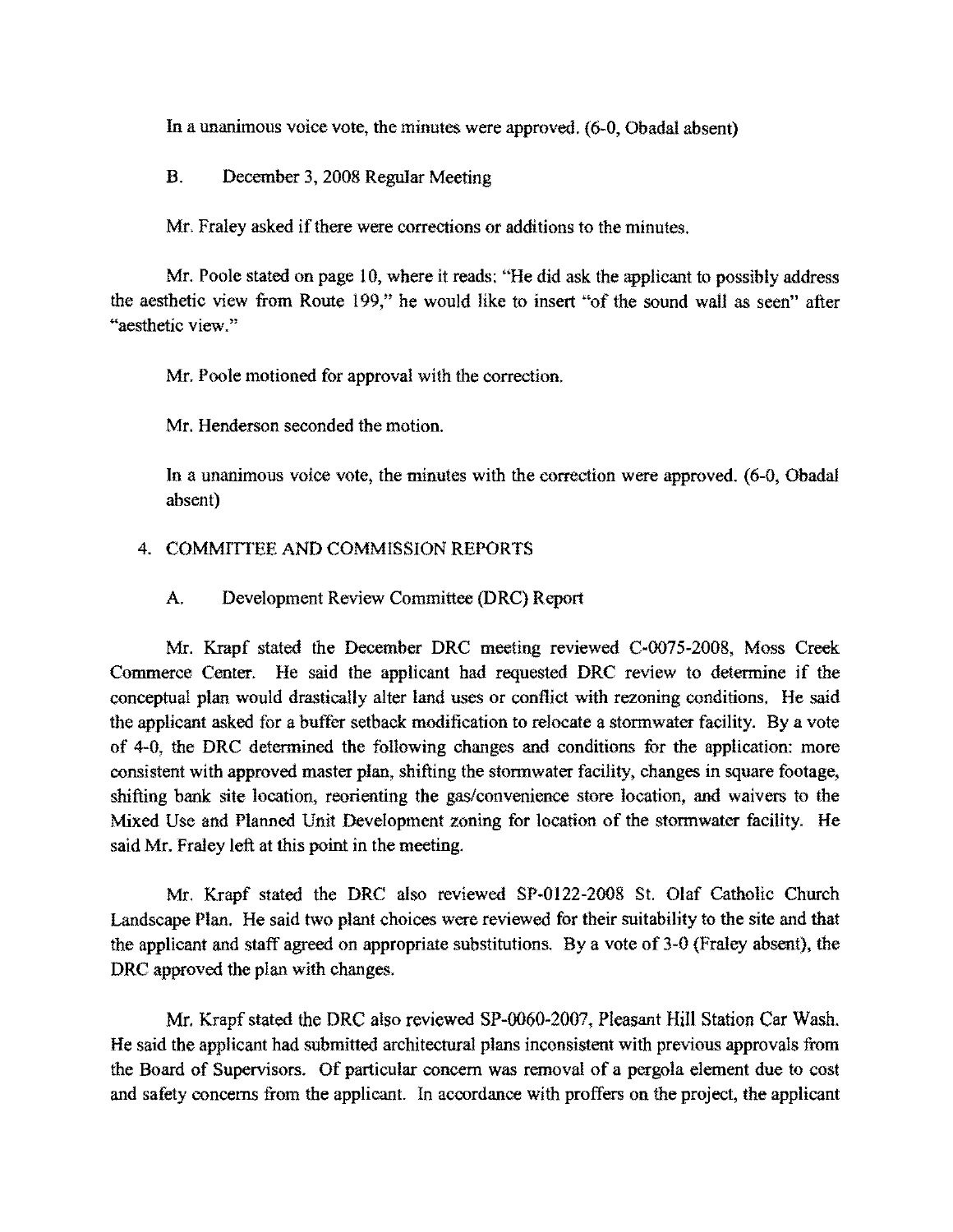In a unanimous voice vote, the minutes were approved. (6-0, Obadal absent)

B. December 3, 2008 Regular Meeting

Mr. Fraley asked if there were corrections or additions to the minutes.

Mr. Poole stated on page 10, where it reads: "He did ask the applicant to possibly address the aesthetic view from Route 199," he would like to insert "of the sound wall as seen" after "aesthetic view."

Mr. Poole motioned for approval with the correction.

Mr. Henderson seconded the motion.

In a unanimous voice vote, the minutes with the correction were approved. (6-0, Obadal absent)

4. COMMITTEE AND COMMISSION REPORTS

A. Development Review Committee (DRC) Report

Mr. Krapf stated the December DRC meeting reviewed C-0075-2008, Moss Creek Commerce Center. He said the applicant had requested DRC review to determine if the conceptual plan would drastically alter land uses or conflict with rezoning conditions. He said the applicant asked for a buffer setback modification to relocate a stormwater facility. By a vote of 4-0, the DRC determined the following changes and conditions for the application: more consistent with approved master plan, shifting the stormwater facility, changes in square footage, shifting bank site location, reorienting the gas/convenience store location, and waivers to the Mixed Use and Planned Unit Development zoning for location of the stormwater facility. He said Mr. Fraley left at this point in the meeting.

Mr. Krapf stated the DRC also reviewed SP-0122-2008 St. Olaf Catholic Church Landscape Plan. He said two plant choices were reviewed for their suitability to the site and that the applicant and staff agreed on appropriate substitutions. By a vote of 3-0 (Fraley absent), the DRC approved the plan with changes.

Mr. Krapf stated the DRC also reviewed SP-0060-2007, Pleasant Hill Station Car Wash. He said the applicant had submitted architectural plans inconsistent with previous approvals from the Board of Supervisors. Of particular concern was removal of a pergola element due to cost and safety concerns from the applicant. In accordance with proffers on the project, the applicant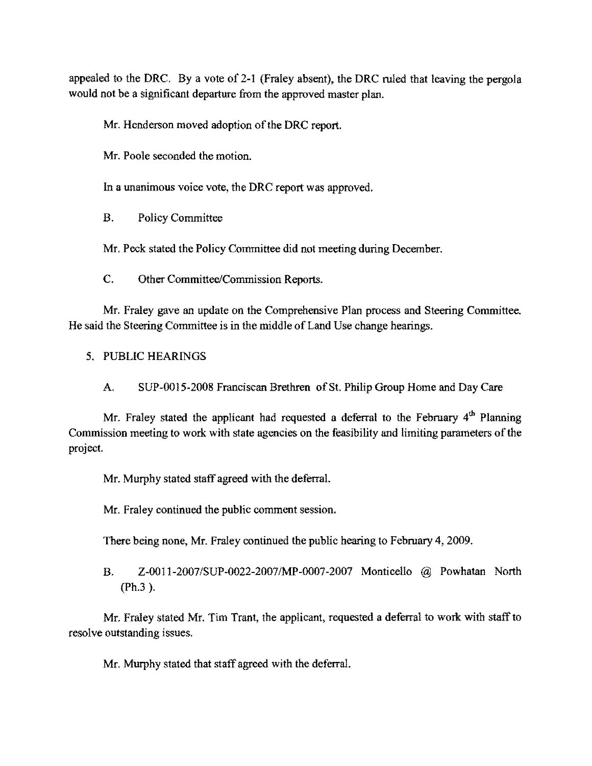appealed to the DRC. By a vote of 2-1 (Fraley absent), the DRC ruled that leaving the pergola would not be a significant departure from the approved master plan.

Mr. Henderson moved adoption of the DRC report.

Mr. Poole seconded the motion.

In a unanimous voice vote, the DRC report was approved.

B. Policy Committee

Mr. Peck stated the Policy Committee did not meeting during December.

C. Other Committee/Commission Reports.

Mr. Fraley gave an update on the Comprehensive Plan process and Steering Committee. He said the Steering Committee is in the middle of Land Use change hearings.

5. PUBLIC HEARINGS

A. SUP-0015-2008 Franciscan Brethren of St. Philip Group Home and Day Care

Mr. Fraley stated the applicant had requested a deferral to the February 4th Planning Commission meeting to work with state agencies on the feasibility and limiting parameters of the project.

Mr. Murphy stated staff agreed with the deferral.

Mr. Fraley continued the public comment session.

There being none, Mr. Fraley continued the public hearing to February 4, 2009.

B. Z-0011-2007/SUP-0022-2007/MP-0007-2007 Monticello @ Powhatan North (Ph.3 ).

Mr. Fraley stated Mr. Tim Trant, the applicant, requested a deferral to work with staff to resolve outstanding issues.

Mr. Murphy stated that staff agreed with the deferral.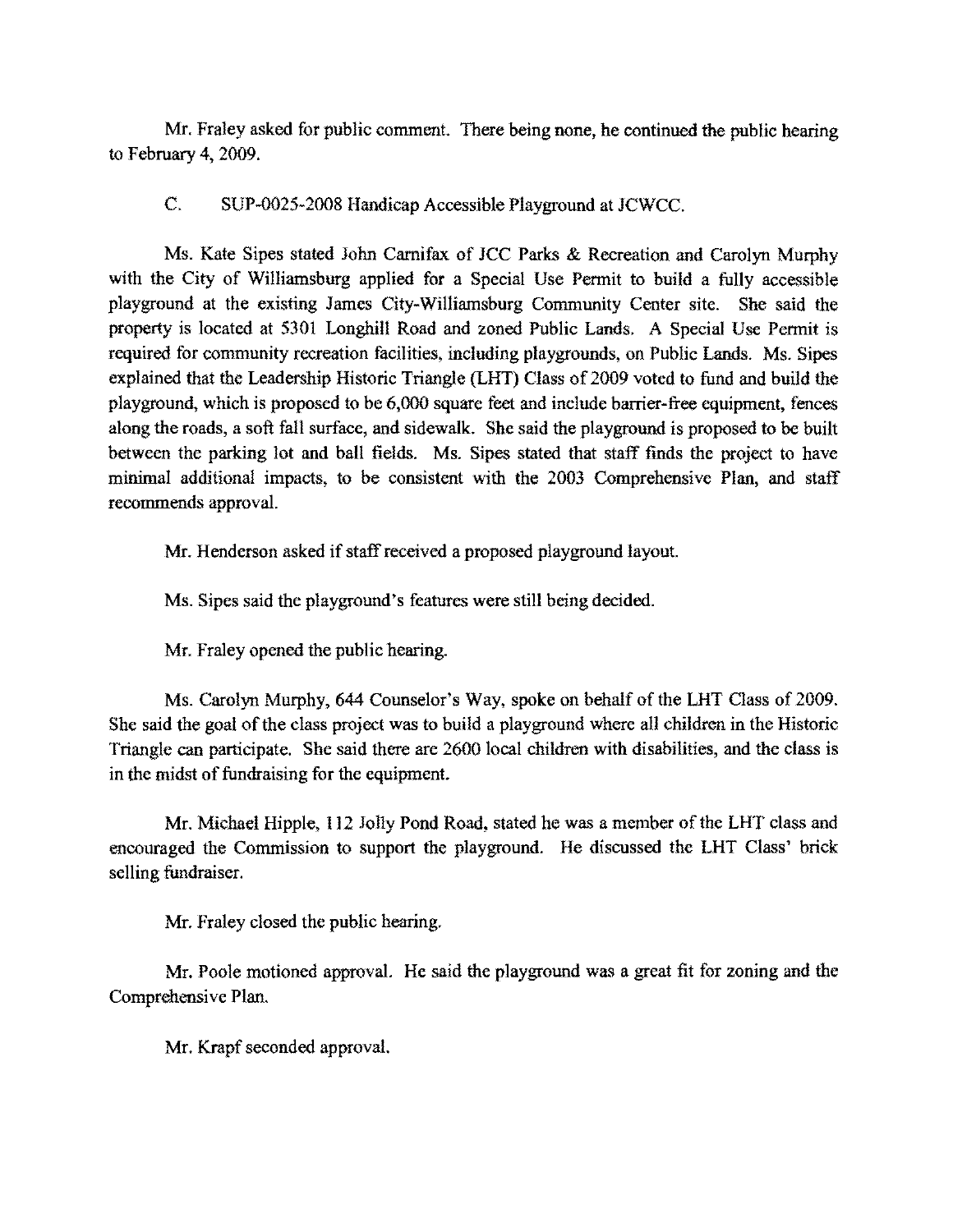Mr. Fraley asked for public comment. There being none, he continued the public hearing to February 4, 2009.

C. SUP-0025-2008 Handicap Accessible Playground at JCWCC.

Ms. Kate Sipes stated John Carnifax of JCC Parks & Recreation and Carolyn Murphy with the City of Williamsburg applied for a Special Use Permit to build a fully accessible playground at the existing James City-Williamsburg Community Center site. She said the property is located at 5301 Longhill Road and zoned Public Lands. A Special Use Permit is required for community recreation facilities, including playgrounds, on Public Lands. Ms. Sipes explained that the Leadership Historic Triangle (LHT) Class of 2009 voted to fund and build the playground, which is proposed to be 6,000 square feet and include barrier-free equipment, fences along the roads, a soft fall surface, and sidewalk. She said the playground is proposed to be built between the parking lot and ball fields. Ms. Sipes stated that staff finds the project to have minimal additional impacts, to be consistent with the 2003 Comprehensive Plan, and staff recommends approval.

Mr. Henderson asked if staff received a proposed playground layout.

Ms. Sipes said the playground's features were still being decided.

Mr. Fraley opened the public hearing.

Ms. Carolyn Murphy, 644 Counselor's Way, spoke on behalf of the LHT Class of 2009. She said the goal of the class project was to build a playground where all children in the Historic Triangle can participate. She said there are 2600 local children with disabilities, and the class is in the midst of fundraising for the equipment.

Mr. Michael Hipple, 112 Jolly Pond Road, stated he was a member of the LHT class and encouraged the Commission to support the playground. He discussed the LHT Class' brick selling fundraiser.

Mr. Fraley closed the public hearing.

Mr. Poole motioned approval. He said the playground was a great fit for zoning and the Comprehensive Plan.

Mr. Krapf seconded approval.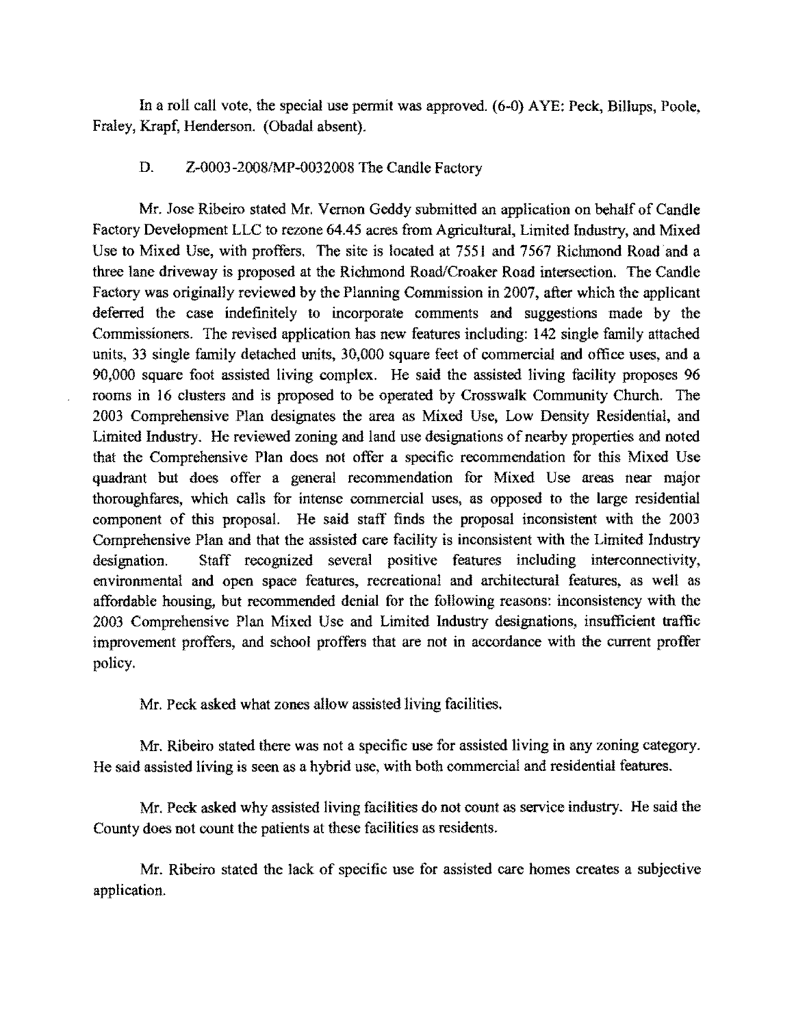In a roll call vote, the special use permit was approved. (6-0) AYE: Peck, Billups, Poole, Fraley, Krapf, Henderson. (Obadal absent).

D. Z-0003-2008/MP-0032008 The Candle Factory

Mr. Jose Ribeiro stated Mr. Vernon Geddy submitted an application on behalf of Candle Factory Development LLC to rezone 64.45 acres from Agricultural, Limited Industry, and Mixed Use to Mixed Use, with proffers. The site is located at 7551 and 7567 Richmond Road and a three lane driveway is proposed at the Richmond Road/Croaker Road intersection. The Candle Factory was originally reviewed by the Planning Commission in 2007, after which the applicant deferred the case indefinitely to incorporate comments and suggestions made by the Commissioners. The revised application has new features including: 142 single family attached units, 33 single family detached units, 30,000 square feet of commercial and office uses, and a 90,000 square foot assisted living complex. He said the assisted living facility proposes 96 rooms in 16 clusters and is proposed to be operated by Crosswalk Community Church. The 2003 Comprehensive Plan designates the area as Mixed Use, Low Density Residential, and Limited Industry. He reviewed zoning and land use designations of nearby properties and noted that the Comprehensive Plan does not offer a specific recommendation for this Mixed Use quadrant but does offer a general recommendation for Mixed Use areas near major thoroughfares, which calls for intense commercial uses, as opposed to the large residential component of this proposal. He said staff finds the proposal inconsistent with the 2003 Comprehensive Plan and that the assisted care facility is inconsistent with the Limited Industry designation. Staff recognized several positive features including interconnectivity, environmental and open space features, recreational and architectural features, as well as affordable housing, but recommended denial for the following reasons: inconsistency with the 2003 Comprehensive Plan Mixed Use and Limited Industry designations, insufficient traffic improvement proffers, and school proffers that are not in accordance with the current proffer policy.

Mr. Peck asked what zones allow assisted living facilities.

Mr. Ribeiro stated there was not a specific use for assisted living in any zoning category. He said assisted living is seen as a hybrid use, with both commercial and residential features.

Mr. Peck asked why assisted living facilities do not count as service industry. He said the County does not count the patients at these facilities as residents.

Mr. Ribeiro stated the lack of specific use for assisted care homes creates a subjective application.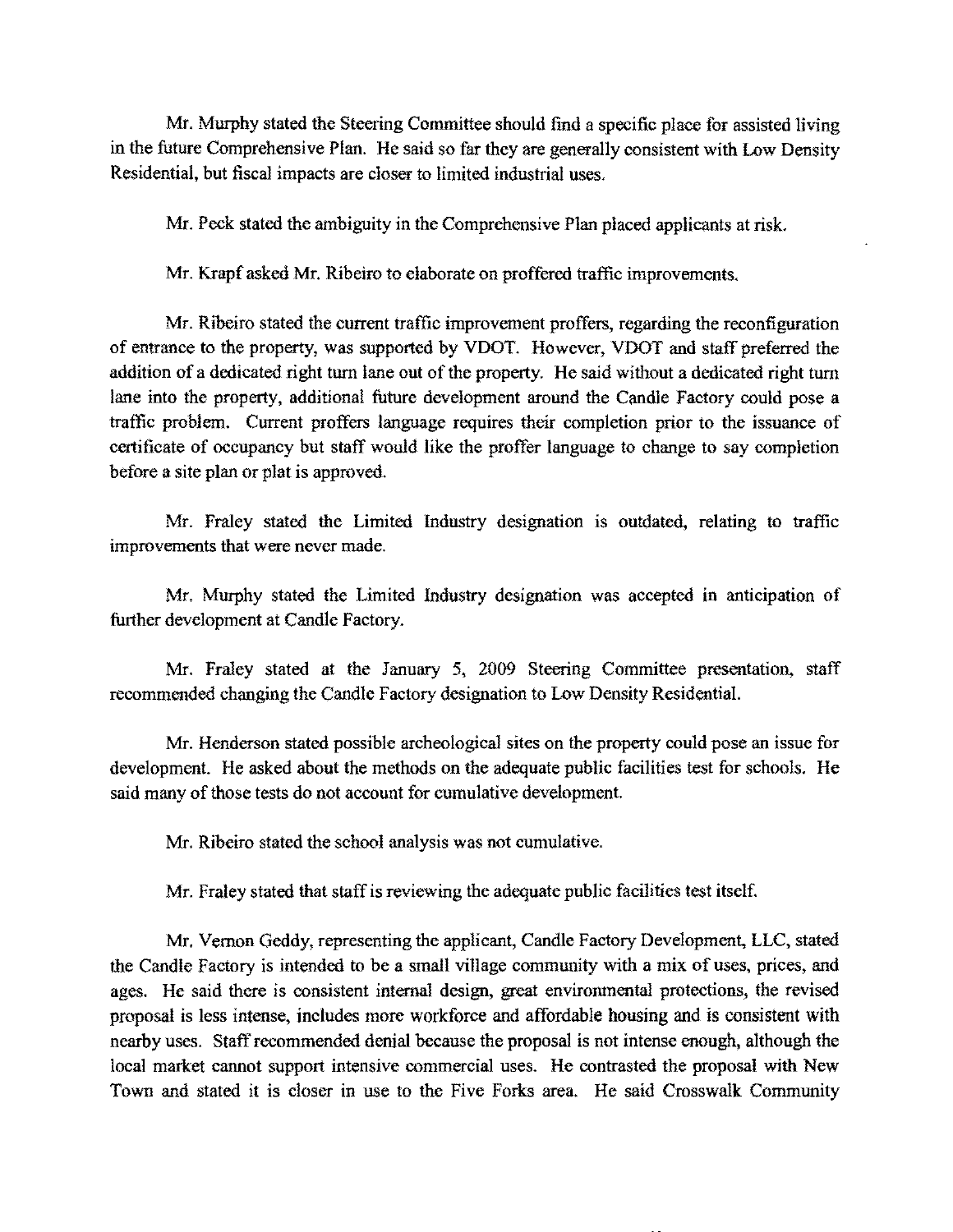Mr. Murphy stated the Steering Committee should find a specific place for assisted living in the future Comprehensive Plan. He said so far they are generally consistent with Low Density Residential, but fiscal impacts are closer to limited industrial uses.

Mr. Peck stated the ambiguity in the Comprehensive Plan placed applicants at risk.

Mr. Krapf asked Mr. Ribeiro to elaborate on proffered traffic improvements.

Mr. Ribeiro stated the current traffic improvement proffers, regarding the reconfiguration of entrance to the property, was supported by VDOT. However, VDOT and staff preferred the addition of a dedicated right turn lane out of the property. He said without a dedicated right turn lane into the property, additional future development around the Candle Factory could pose a traffic problem. Current proffers language requires their completion prior to the issuance of certificate of occupancy but staff would like the proffer language to change to say completion before a site plan or plat is approved.

Mr. Fraley stated the Limited Industry designation is outdated, relating to traffic improvements that were never made.

Mr. Murphy stated the Limited Industry designation was accepted in anticipation of further development at Candle Factory.

Mr. Fraley stated at the January 5, 2009 Steering Committee presentation, staff recommended changing the Candle Factory designation to Low Density Residential.

Mr. Henderson stated possible archeological sites on the property could pose an issue for development. He asked about the methods on the adequate public facilities test for schools. He said many of those tests do not account for cumulative development.

Mr. Ribeiro stated the school analysis was not cumulative.

Mr. Fraley stated that staff is reviewing the adequate public facilities test itself.

Mr. Vernon Geddy, representing the applicant, Candle Factory Development, LLC, stated the Candle Factory is intended to be a small village community with a mix of uses, prices, and ages. He said there is consistent internal design, great environmental protections, the revised proposal is less intense, includes more workforce and affordable housing and is consistent with nearby uses. Staff recommended denial because the proposal is not intense enough, although the local market cannot support intensive commercial uses. He contrasted the proposal with New Town and stated it is closer in use to the Five Forks area. He said Crosswalk Community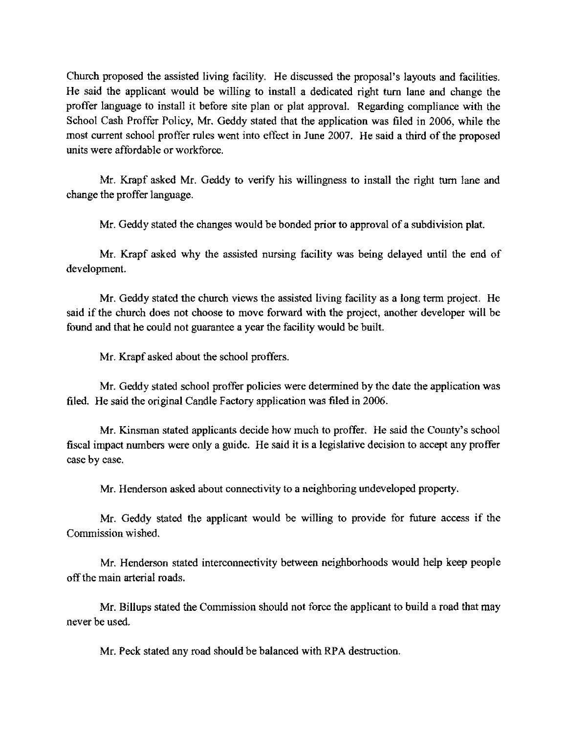Church proposed the assisted living facility. He discussed the proposal's layouts and facilities. He said the applicant would be willing to install a dedicated right turn lane and change the proffer language to install it before site plan or plat approval. Regarding compliance with the School Cash Proffer Policy, Mr. Geddy stated that the application was filed in 2006, while the most current school proffer rules went into effect in June 2007. He said a third of the proposed units were affordable or workforce.

Mr. Krapf asked Mr. Geddy to verify his willingness to install the right turn lane and change the proffer language.

Mr. Geddy stated the changes would be bonded prior to approval of a subdivision plat.

Mr. Krapf asked why the assisted nursing facility was being delayed until the end of development.

Mr. Geddy stated the church views the assisted living facility as a long term project. He said if the church does not choose to move forward with the project, another developer will be found and that he could not guarantee a year the facility would be built.

Mr. Krapf asked about the school proffers.

Mr. Geddy stated school proffer policies were determined by the date the application was filed. He said the original Candle Factory application was filed in 2006.

Mr. Kinsman stated applicants decide how much to proffer. He said the County's school fiscal impact numbers were only a guide. He said it is a legislative decision to accept any proffer case by case.

Mr. Henderson asked about connectivity to a neighboring undeveloped property.

Mr. Geddy stated the applicant would be willing to provide for future access if the Commission wished.

Mr. Henderson stated interconnectivity between neighborhoods would help keep people off the main arterial roads.

Mr. Billups stated the Commission should not force the applicant to build a road that may never be used.

Mr. Peck stated any road should be balanced with RPA destruction.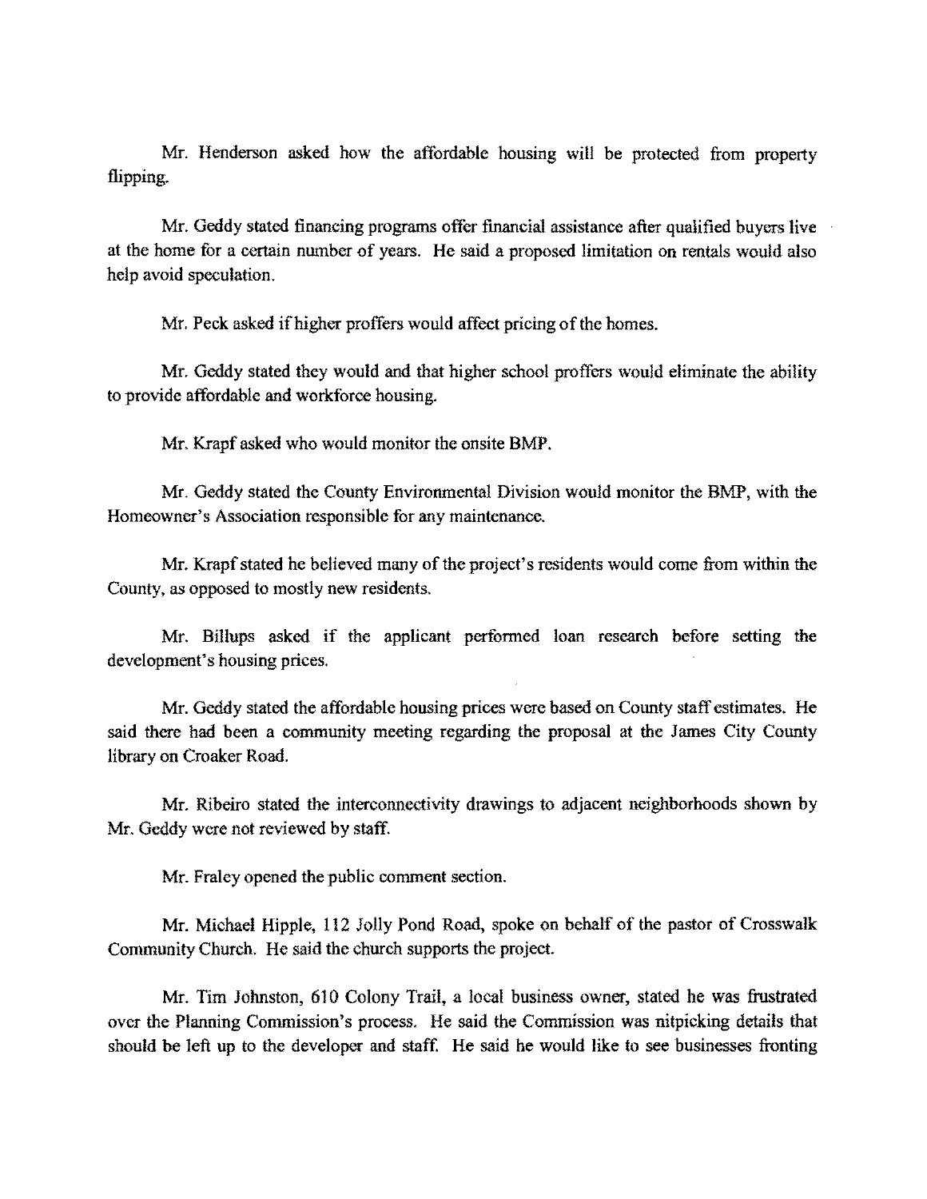Mr. Henderson asked how the affordable housing will be protected from property flipping.

Mr. Geddy stated financing programs offer financial assistance after qualified buyers live at the home for a certain number of years. He said a proposed limitation on rentals would also help avoid speculation.

Mr. Peck asked if higher proffers would affect pricing of the homes.

Mr. Geddy stated they would and that higher school proffers would eliminate the ability to provide affordable and workforce housing.

Mr. Krapf asked who would monitor the onsite BMP.

Mr. Geddy stated the County Environmental Division would monitor the BMP, with the Homeowner's Association responsible for any maintenance.

Mr. Krapf stated he believed many of the project's residents would come from within the County, as opposed to mostly new residents.

Mr. Billups asked if the applicant performed loan research before setting the development's housing prices.

Mr. Geddy stated the affordable housing prices were based on County staff estimates. He said there had been a community meeting regarding the proposal at the James City County library on Croaker Road.

Mr. Ribeiro stated the interconnectivity drawings to adjacent neighborhoods shown by Mr. Geddy were not reviewed by staff.

Mr. Fraley opened the public comment section.

Mr. Michael Hipple, 112 Jolly Pond Road, spoke on behalf of the pastor of Crosswalk Community Church. He said the church supports the project.

Mr. Tim Johnston, 610 Colony Trail, a local business owner, stated he was frustrated over the Planning Commission's process. He said the Commission was nitpicking details that should be left up to the developer and staff. He said he would like to see businesses fronting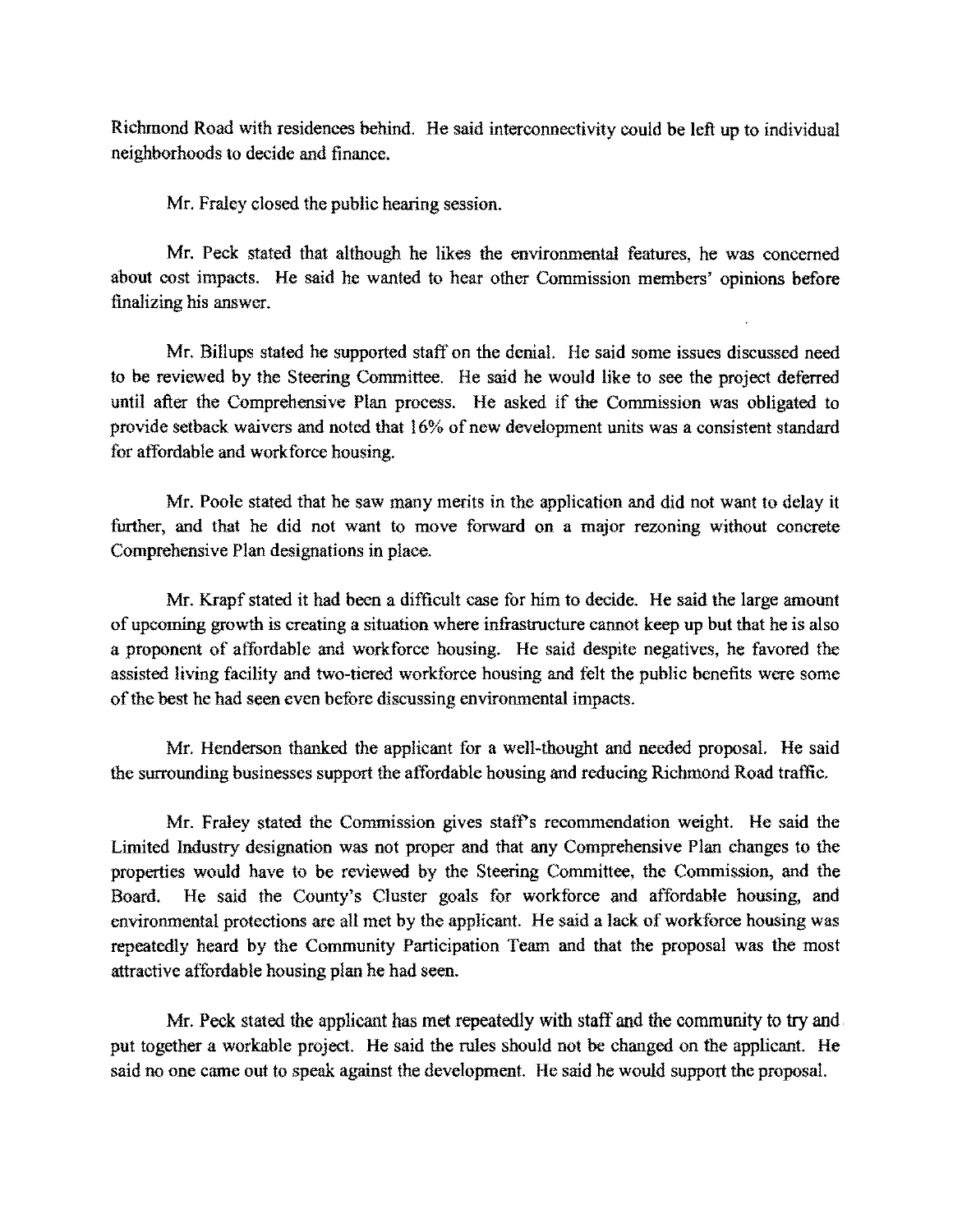Richmond Road with residences behind. He said interconnectivity could be left up to individual neighborhoods to decide and finance.

Mr. Fraley closed the public hearing session.

Mr. Peck stated that although he likes the environmental features, he was concerned about cost impacts. He said he wanted to hear other Commission members' opinions before finalizing his answer.

Mr. Billups stated he supported staff on the denial. He said some issues discussed need to be reviewed by the Steering Committee. He said he would like to see the project deferred until after the Comprehensive Plan process. He asked if the Commission was obligated to provide setback waivers and noted that 16% of new development units was a consistent standard for affordable and workforce housing.

Mr. Poole stated that he saw many merits in the application and did not want to delay it further, and that he did not want to move forward on a major rezoning without concrete Comprehensive Plan designations in place.

Mr. Krapf stated it had been a difficult case for him to decide. He said the large amount of upcoming growth is creating a situation where infrastructure cannot keep up but that he is also a proponent of affordable and workforce housing. He said despite negatives, he favored the assisted living facility and two-tiered workforce housing and felt the public benefits were some of the best he had seen even before discussing environmental impacts.

Mr. Henderson thanked the applicant for a well-thought and needed proposal. He said the surrounding businesses support the affordable housing and reducing Richmond Road traffic.

Mr. Fraley stated the Commission gives staff's recommendation weight. He said the Limited Industry designation was not proper and that any Comprehensive Plan changes to the properties would have to be reviewed by the Steering Committee, the Commission, and the Board. He said the County's Cluster goals for workforce and affordable housing, and environmental protections are all met by the applicant. He said a lack of workforce housing was repeatedly heard by the Community Participation Team and that the proposal was the most attractive affordable housing plan he had seen.

Mr. Peck stated the applicant has met repeatedly with staff and the community to try and put together a workable project. He said the rules should not be changed on the applicant. He said no one came out to speak against the development. He said he would support the proposal.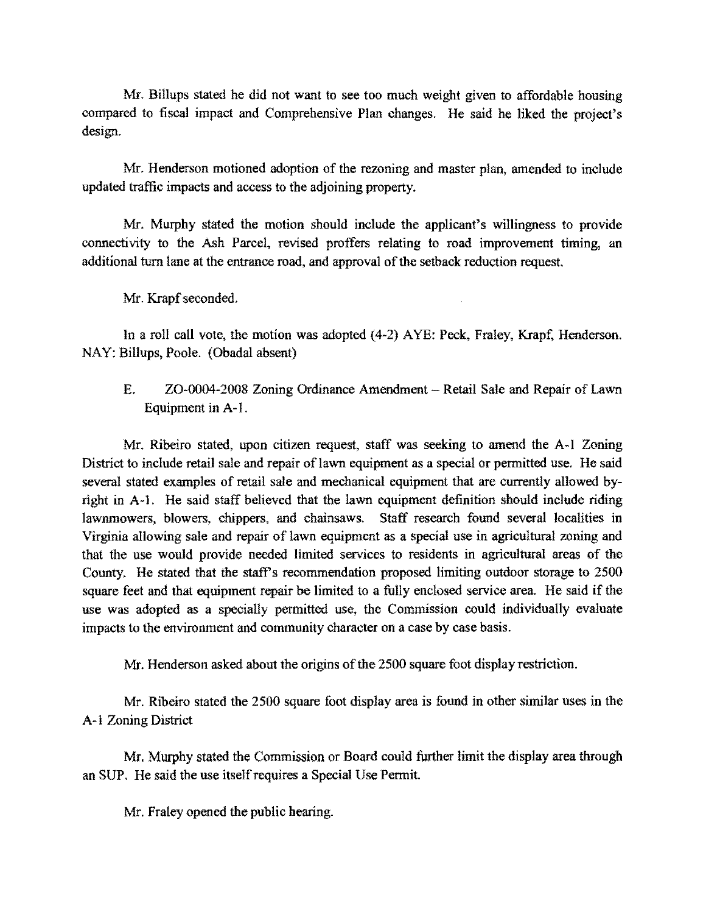Mr. Billups stated he did not want to see too much weight given to affordable housing compared to fiscal impact and Comprehensive Plan changes. He said he liked the project's design.

Mr. Henderson motioned adoption of the rezoning and master plan, amended to include updated traffic impacts and access to the adjoining property.

Mr. Murphy stated the motion should include the applicant's willingness to provide connectivity to the Ash Parcel, revised proffers relating to road improvement timing, an additional turn lane at the entrance road, and approval of the setback reduction request.

Mr. Krapf seconded.

In a roll call vote, the motion was adopted (4-2) AYE: Peck, Fraley, Krapf, Henderson. NAY: Billups, Poole. (Obadal absent)

E. ZO-0004-2008 Zoning Ordinance Amendment – Retail Sale and Repair of Lawn Equipment in A-1.

Mr. Ribeiro stated, upon citizen request, staff was seeking to amend the A-1 Zoning District to include retail sale and repair of lawn equipment as a special or permitted use. He said several stated examples of retail sale and mechanical equipment that are currently allowed by-right in A-1. He said staff believed that the lawn equipment definition should include riding lawnmowers, blowers, chippers, and chainsaws. Staff research found several localities in Virginia allowing sale and repair of lawn equipment as a special use in agricultural zoning and that the use would provide needed limited services to residents in agricultural areas of the County. He stated that the staff's recommendation proposed limiting outdoor storage to 2500 square feet and that equipment repair be limited to a fully enclosed service area. He said if the use was adopted as a specially permitted use, the Commission could individually evaluate impacts to the environment and community character on a case by case basis.

Mr. Henderson asked about the origins of the 2500 square foot display restriction.

Mr. Ribeiro stated the 2500 square foot display area is found in other similar uses in the A-1 Zoning District

Mr. Murphy stated the Commission or Board could further limit the display area through an SUP. He said the use itself requires a Special Use Permit.

Mr. Fraley opened the public hearing.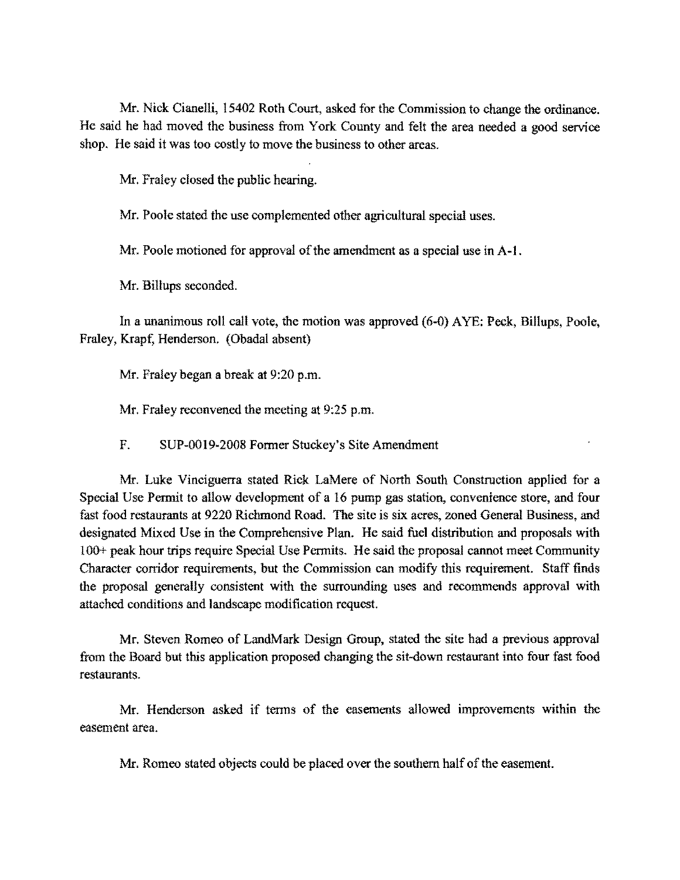Mr. Nick Cianelli, 15402 Roth Court, asked for the Commission to change the ordinance. He said he had moved the business from York County and felt the area needed a good service shop. He said it was too costly to move the business to other areas.

Mr. Fraley closed the public hearing.

Mr. Poole stated the use complemented other agricultural special uses.

Mr. Poole motioned for approval of the amendment as a special use in A-1.

Mr. Billups seconded.

In a unanimous roll call vote, the motion was approved (6-0) AYE: Peck, Billups, Poole, Fraley, Krapf, Henderson. (Obadal absent)

Mr. Fraley began a break at 9:20 p.m.

Mr. Fraley reconvened the meeting at 9:25 p.m.

F. SUP-0019-2008 Former Stuckey's Site Amendment

Mr. Luke Vinciguerra stated Rick LaMere of North South Construction applied for a Special Use Permit to allow development of a 16 pump gas station, convenience store, and four fast food restaurants at 9220 Richmond Road. The site is six acres, zoned General Business, and designated Mixed Use in the Comprehensive Plan. He said fuel distribution and proposals with 100+ peak hour trips require Special Use Permits. He said the proposal cannot meet Community Character corridor requirements, but the Commission can modify this requirement. Staff finds the proposal generally consistent with the surrounding uses and recommends approval with attached conditions and landscape modification request.

Mr. Steven Romeo of LandMark Design Group, stated the site had a previous approval from the Board but this application proposed changing the sit-down restaurant into four fast food restaurants.

Mr. Henderson asked if terms of the easements allowed improvements within the easement area.

Mr. Romeo stated objects could be placed over the southern half of the easement.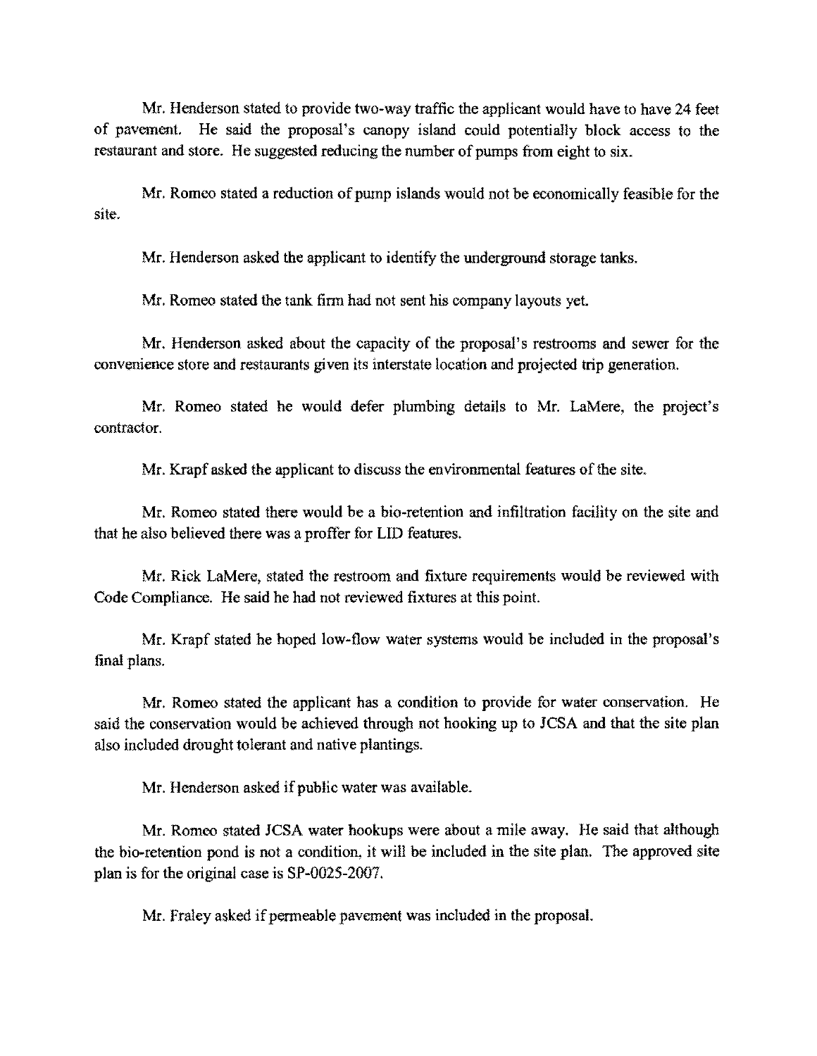Mr. Henderson stated to provide two-way traffic the applicant would have to have 24 feet of pavement. He said the proposal's canopy island could potentially block access to the restaurant and store. He suggested reducing the number of pumps from eight to six.

Mr. Romeo stated a reduction of pump islands would not be economically feasible for the site.

Mr. Henderson asked the applicant to identify the underground storage tanks.

Mr. Romeo stated the tank firm had not sent his company layouts yet.

Mr. Henderson asked about the capacity of the proposal's restrooms and sewer for the convenience store and restaurants given its interstate location and projected trip generation.

Mr. Romeo stated he would defer plumbing details to Mr. LaMere, the project's contractor.

Mr. Krapf asked the applicant to discuss the environmental features of the site.

Mr. Romeo stated there would be a bio-retention and infiltration facility on the site and that he also believed there was a proffer for LID features.

Mr. Rick LaMere, stated the restroom and fixture requirements would be reviewed with Code Compliance. He said he had not reviewed fixtures at this point.

Mr. Krapf stated he hoped low-flow water systems would be included in the proposal's final plans.

Mr. Romeo stated the applicant has a condition to provide for water conservation. He said the conservation would be achieved through not hooking up to JCSA and that the site plan also included drought tolerant and native plantings.

Mr. Henderson asked if public water was available.

Mr. Romeo stated JCSA water hookups were about a mile away. He said that although the bio-retention pond is not a condition, it will be included in the site plan. The approved site plan is for the original case is SP-0025-2007.

Mr. Fraley asked if permeable pavement was included in the proposal.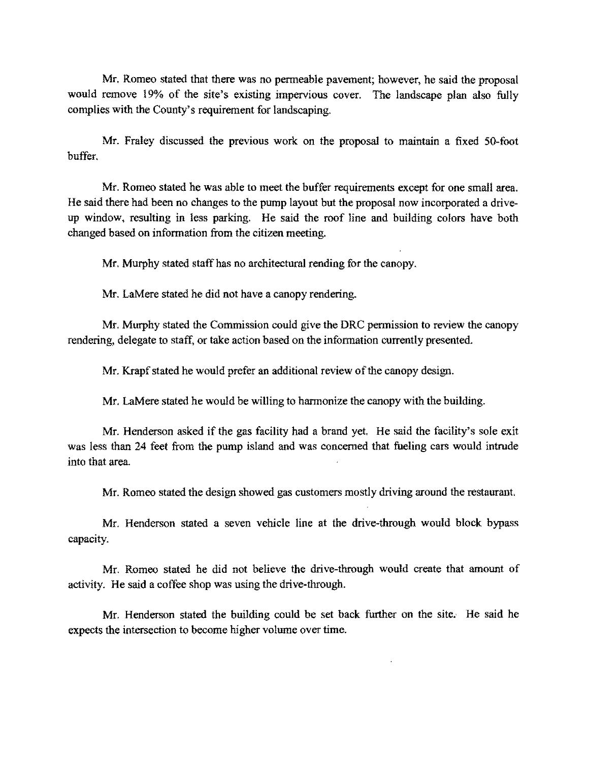Mr. Romeo stated that there was no permeable pavement; however, he said the proposal would remove 19% of the site's existing impervious cover. The landscape plan also fully complies with the County's requirement for landscaping.

Mr. Fraley discussed the previous work on the proposal to maintain a fixed 50-foot buffer.

Mr. Romeo stated he was able to meet the buffer requirements except for one small area. He said there had been no changes to the pump layout but the proposal now incorporated a drive-up window, resulting in less parking. He said the roof line and building colors have both changed based on information from the citizen meeting.

Mr. Murphy stated staff has no architectural rending for the canopy.

Mr. LaMere stated he did not have a canopy rendering.

Mr. Murphy stated the Commission could give the DRC permission to review the canopy rendering, delegate to staff, or take action based on the information currently presented.

Mr. Krapf stated he would prefer an additional review of the canopy design.

Mr. LaMere stated he would be willing to harmonize the canopy with the building.

Mr. Henderson asked if the gas facility had a brand yet. He said the facility's sole exit was less than 24 feet from the pump island and was concerned that fueling cars would intrude into that area.

Mr. Romeo stated the design showed gas customers mostly driving around the restaurant.

Mr. Henderson stated a seven vehicle line at the drive-through would block bypass capacity.

Mr. Romeo stated he did not believe the drive-through would create that amount of activity. He said a coffee shop was using the drive-through.

Mr. Henderson stated the building could be set back further on the site. He said he expects the intersection to become higher volume over time.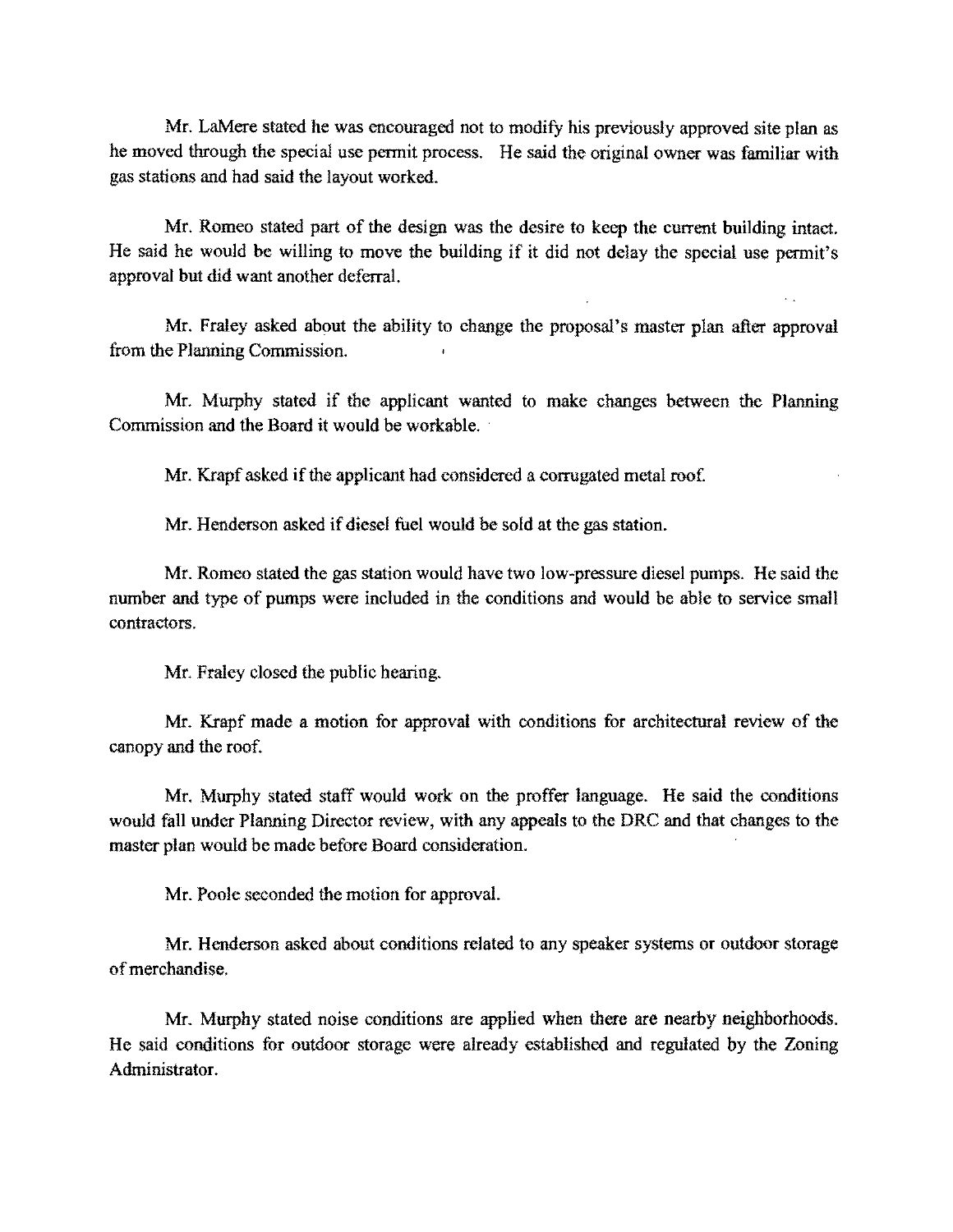Mr. LaMere stated he was encouraged not to modify his previously approved site plan as he moved through the special use permit process. He said the original owner was familiar with gas stations and had said the layout worked.

Mr. Romeo stated part of the design was the desire to keep the current building intact. He said he would be willing to move the building if it did not delay the special use permit's approval but did want another deferral.

Mr. Fraley asked about the ability to change the proposal's master plan after approval from the Planning Commission.

Mr. Murphy stated if the applicant wanted to make changes between the Planning Commission and the Board it would be workable.

Mr. Krapf asked if the applicant had considered a corrugated metal roof.

Mr. Henderson asked if diesel fuel would be sold at the gas station.

Mr. Romeo stated the gas station would have two low-pressure diesel pumps. He said the number and type of pumps were included in the conditions and would be able to service small contractors.

Mr. Fraley closed the public hearing.

Mr. Krapf made a motion for approval with conditions for architectural review of the canopy and the roof.

Mr. Murphy stated staff would work on the proffer language. He said the conditions would fall under Planning Director review, with any appeals to the DRC and that changes to the master plan would be made before Board consideration.

Mr. Poole seconded the motion for approval.

Mr. Henderson asked about conditions related to any speaker systems or outdoor storage of merchandise.

Mr. Murphy stated noise conditions are applied when there are nearby neighborhoods. He said conditions for outdoor storage were already established and regulated by the Zoning Administrator.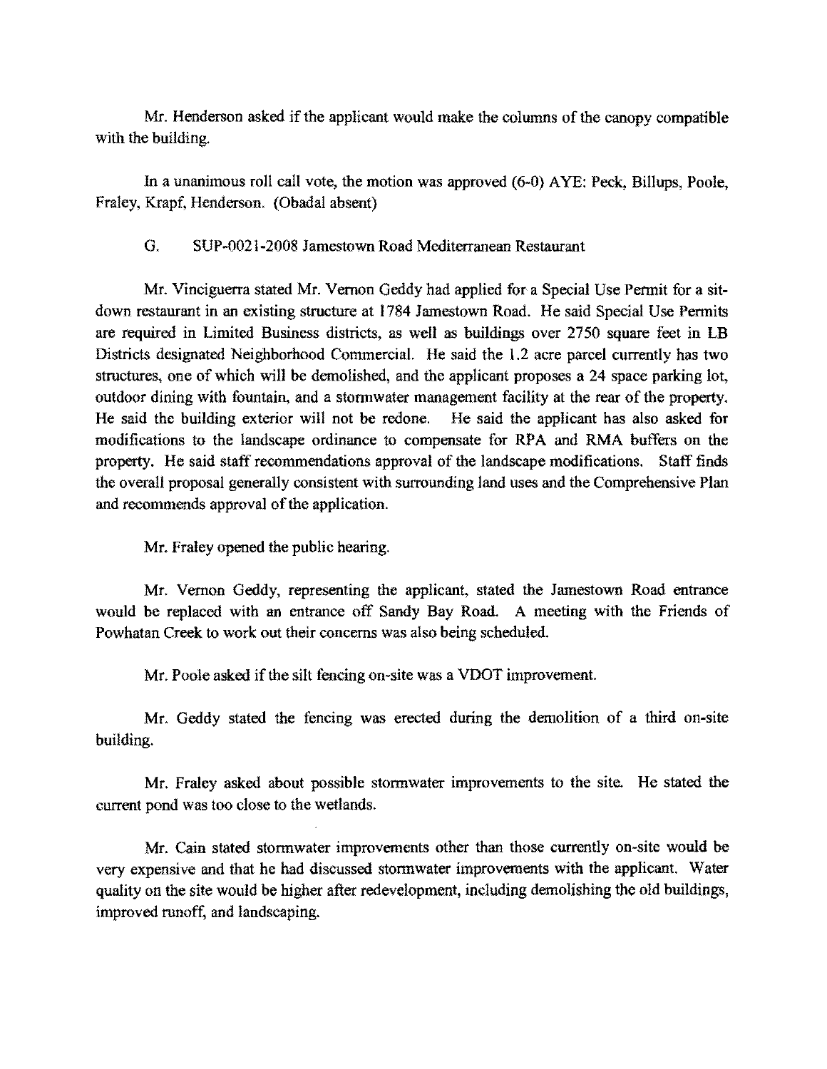Mr. Henderson asked if the applicant would make the columns of the canopy compatible with the building.

In a unanimous roll call vote, the motion was approved (6-0) AYE: Peck, Billups, Poole, Fraley, Krapf, Henderson. (Obadal absent)

G. SUP-0021-2008 Jamestown Road Mediterranean Restaurant

Mr. Vinciguerra stated Mr. Vernon Geddy had applied for a Special Use Permit for a sit-down restaurant in an existing structure at 1784 Jamestown Road. He said Special Use Permits are required in Limited Business districts, as well as buildings over 2750 square feet in LB Districts designated Neighborhood Commercial. He said the 1.2 acre parcel currently has two structures, one of which will be demolished, and the applicant proposes a 24 space parking lot, outdoor dining with fountain, and a stormwater management facility at the rear of the property. He said the building exterior will not be redone. He said the applicant has also asked for modifications to the landscape ordinance to compensate for RPA and RMA buffers on the property. He said staff recommendations approval of the landscape modifications. Staff finds the overall proposal generally consistent with surrounding land uses and the Comprehensive Plan and recommends approval of the application.

Mr. Fraley opened the public hearing.

Mr. Vernon Geddy, representing the applicant, stated the Jamestown Road entrance would be replaced with an entrance off Sandy Bay Road. A meeting with the Friends of Powhatan Creek to work out their concerns was also being scheduled.

Mr. Poole asked if the silt fencing on-site was a VDOT improvement.

Mr. Geddy stated the fencing was erected during the demolition of a third on-site building.

Mr. Fraley asked about possible stormwater improvements to the site. He stated the current pond was too close to the wetlands.

Mr. Cain stated stormwater improvements other than those currently on-site would be very expensive and that he had discussed stormwater improvements with the applicant. Water quality on the site would be higher after redevelopment, including demolishing the old buildings, improved runoff, and landscaping.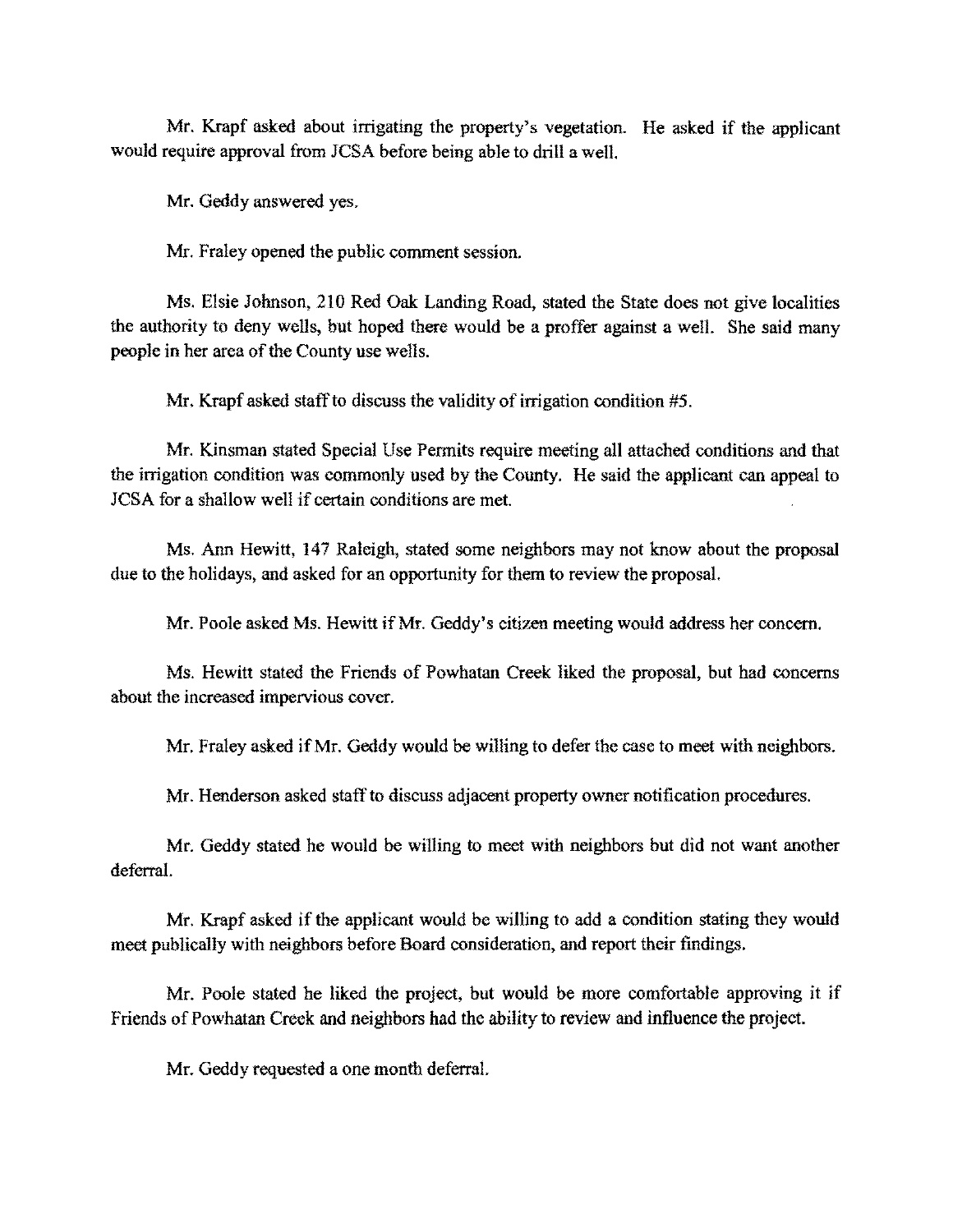Mr. Krapf asked about irrigating the property's vegetation. He asked if the applicant would require approval from JCSA before being able to drill a well.

Mr. Geddy answered yes.

Mr. Fraley opened the public comment session.

Ms. Elsie Johnson, 210 Red Oak Landing Road, stated the State does not give localities the authority to deny wells, but hoped there would be a proffer against a well. She said many people in her area of the County use wells.

Mr. Krapf asked staff to discuss the validity of irrigation condition #5.

Mr. Kinsman stated Special Use Permits require meeting all attached conditions and that the irrigation condition was commonly used by the County. He said the applicant can appeal to JCSA for a shallow well if certain conditions are met.

Ms. Ann Hewitt, 147 Raleigh, stated some neighbors may not know about the proposal due to the holidays, and asked for an opportunity for them to review the proposal.

Mr. Poole asked Ms. Hewitt if Mr. Geddy's citizen meeting would address her concern.

Ms. Hewitt stated the Friends of Powhatan Creek liked the proposal, but had concerns about the increased impervious cover.

Mr. Fraley asked if Mr. Geddy would be willing to defer the case to meet with neighbors.

Mr. Henderson asked staff to discuss adjacent property owner notification procedures.

Mr. Geddy stated he would be willing to meet with neighbors but did not want another deferral.

Mr. Krapf asked if the applicant would be willing to add a condition stating they would meet publically with neighbors before Board consideration, and report their findings.

Mr. Poole stated he liked the project, but would be more comfortable approving it if Friends of Powhatan Creek and neighbors had the ability to review and influence the project.

Mr. Geddy requested a one month deferral.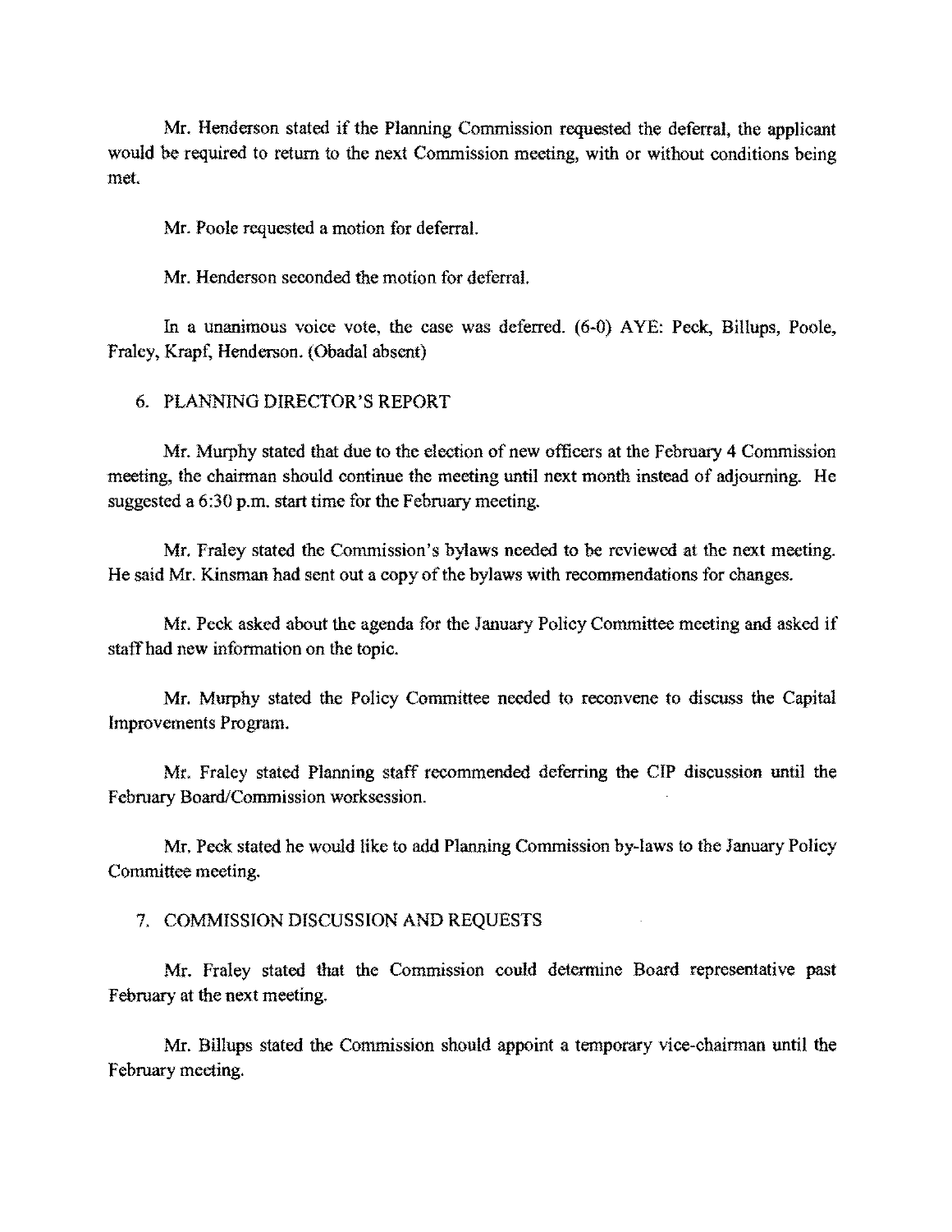Mr. Henderson stated if the Planning Commission requested the deferral, the applicant would be required to return to the next Commission meeting, with or without conditions being met.

Mr. Poole requested a motion for deferral.

Mr. Henderson seconded the motion for deferral.

In a unanimous voice vote, the case was deferred. (6-0) AYE: Peck, Billups, Poole, Fraley, Krapf, Henderson. (Obadal absent)

6. PLANNING DIRECTOR'S REPORT

Mr. Murphy stated that due to the election of new officers at the February 4 Commission meeting, the chairman should continue the meeting until next month instead of adjourning. He suggested a 6:30 p.m. start time for the February meeting.

Mr. Fraley stated the Commission's bylaws needed to be reviewed at the next meeting. He said Mr. Kinsman had sent out a copy of the bylaws with recommendations for changes.

Mr. Peck asked about the agenda for the January Policy Committee meeting and asked if staff had new information on the topic.

Mr. Murphy stated the Policy Committee needed to reconvene to discuss the Capital Improvements Program.

Mr. Fraley stated Planning staff recommended deferring the CIP discussion until the February Board/Commission worksession.

Mr. Peck stated he would like to add Planning Commission by-laws to the January Policy Committee meeting.

7. COMMISSION DISCUSSION AND REQUESTS

Mr. Fraley stated that the Commission could determine Board representative past February at the next meeting.

Mr. Billups stated the Commission should appoint a temporary vice-chairman until the February meeting.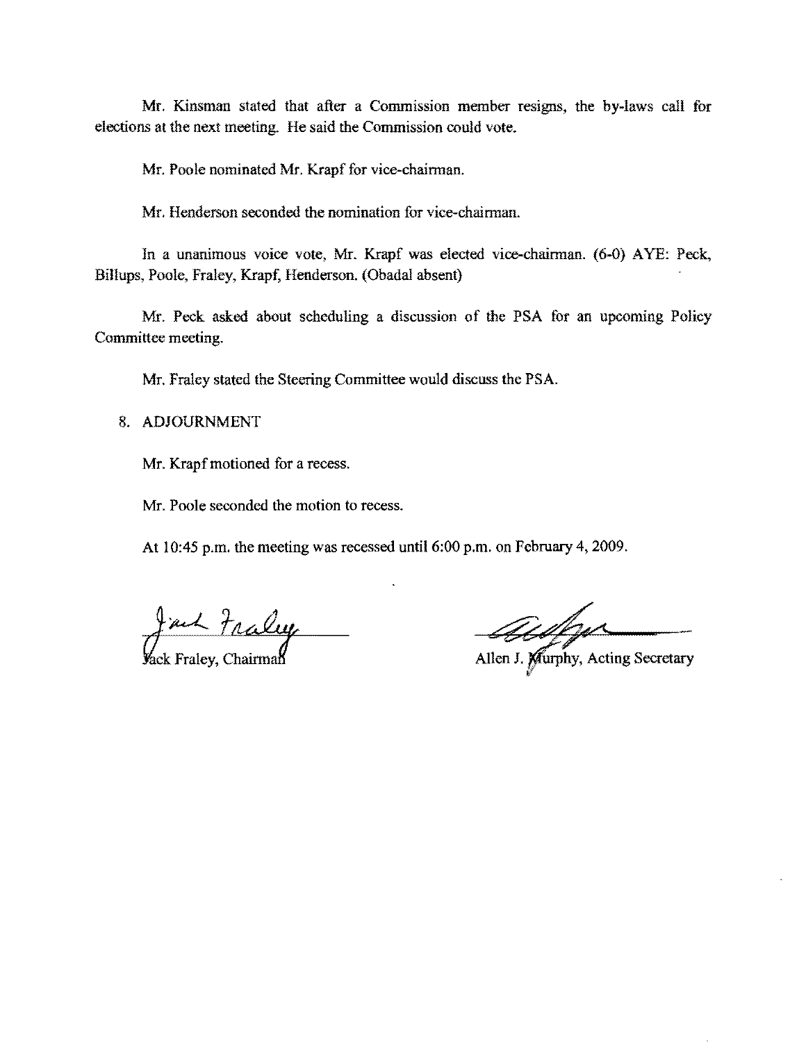Mr. Kinsman stated that after a Commission member resigns, the by-laws call for elections at the next meeting. He said the Commission could vote.

Mr. Poole nominated Mr. Krapf for vice-chairman.

Mr. Henderson seconded the nomination for vice-chairman.

In a unanimous voice vote, Mr. Krapf was elected vice-chairman. (6-0) AYE: Peck, Billups, Poole, Fraley, Krapf, Henderson. (Obadal absent)

Mr. Peck asked about scheduling a discussion of the PSA for an upcoming Policy Committee meeting.

Mr. Fraley stated the Steering Committee would discuss the PSA.

8. ADJOURNMENT

Mr. Krapf motioned for a recess.

Mr. Poole seconded the motion to recess.

At 10:45 p.m. the meeting was recessed until 6:00 p.m. on February 4, 2009.

Jack Fraley, Chairman

Allen J. Murphy, Acting Secretary